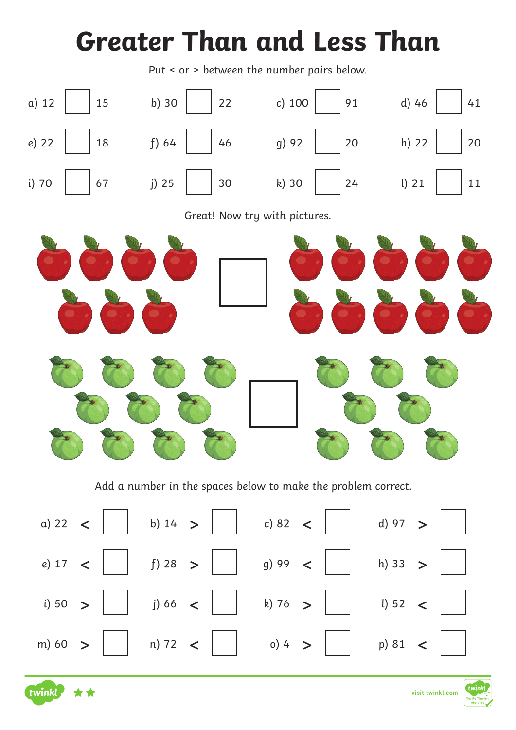# Greater Than and Less Than

Put < or > between the number pairs below.

| | | | |
|---|---|---|---|
| a) 12 ☐ 15 | b) 30 ☐ 22 | c) 100 ☐ 91 | d) 46 ☐ 41 |
| e) 22 ☐ 18 | f) 64 ☐ 46 | g) 92 ☐ 20 | h) 22 ☐ 20 |
| i) 70 ☐ 67 | j) 25 ☐ 30 | k) 30 ☐ 24 | l) 21 ☐ 11 |

Great! Now try with pictures.

Add a number in the spaces below to make the problem correct.

| | | | |
|---|---|---|---|
| a) 22 < ☐ | b) 14 > ☐ | c) 82 < ☐ | d) 97 > ☐ |
| e) 17 < ☐ | f) 28 > ☐ | g) 99 < ☐ | h) 33 > ☐ |
| i) 50 > ☐ | j) 66 < ☐ | k) 76 > ☐ | l) 52 < ☐ |
| m) 60 > ☐ | n) 72 < ☐ | o) 4 > ☐ | p) 81 < ☐ |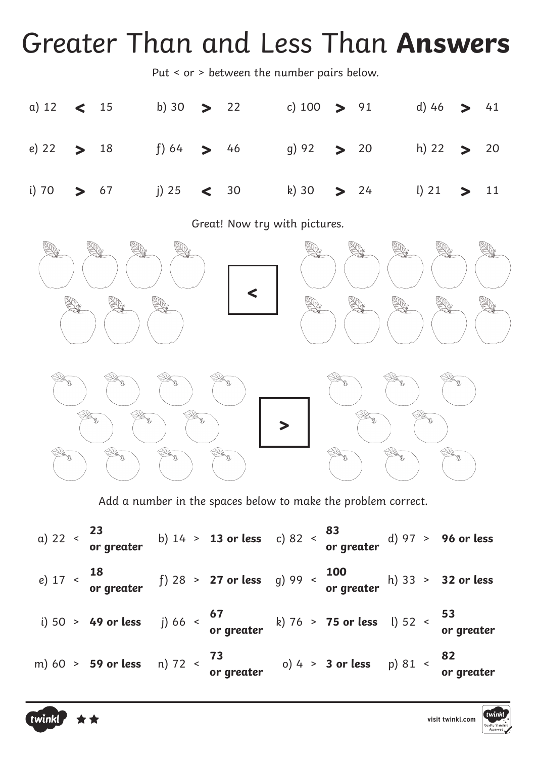# Greater Than and Less Than **Answers**

Put < or > between the number pairs below.

| | | | |
|---|---|---|---|
| a) 12 **<** 15 | b) 30 **>** 22 | c) 100 **>** 91 | d) 46 **>** 41 |
| e) 22 **>** 18 | f) 64 **>** 46 | g) 92 **>** 20 | h) 22 **>** 20 |
| i) 70 **>** 67 | j) 25 **<** 30 | k) 30 **>** 24 | l) 21 **>** 11 |

Great! Now try with pictures.

**<**

**>**

Add a number in the spaces below to make the problem correct.

| | | | |
|---|---|---|---|
| a) 22 < **23 or greater** | b) 14 > **13 or less** | c) 82 < **83 or greater** | d) 97 > **96 or less** |
| e) 17 < **18 or greater** | f) 28 > **27 or less** | g) 99 < **100 or greater** | h) 33 > **32 or less** |
| i) 50 > **49 or less** | j) 66 < **67 or greater** | k) 76 > **75 or less** | l) 52 < **53 or greater** |
| m) 60 > **59 or less** | n) 72 < **73 or greater** | o) 4 > **3 or less** | p) 81 < **82 or greater** |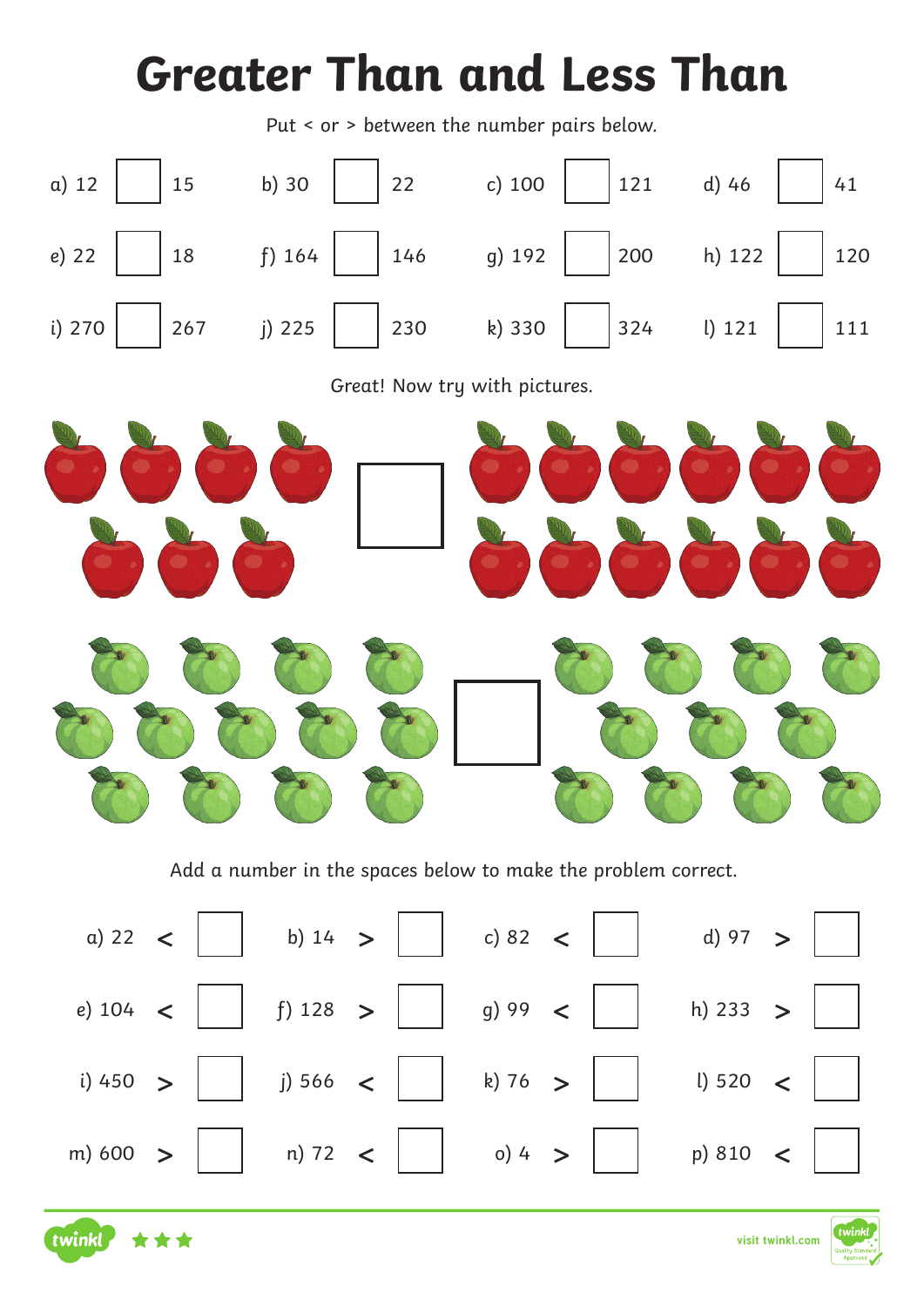# Greater Than and Less Than

Put < or > between the number pairs below.

a) 12 ☐ 15 &nbsp;&nbsp;&nbsp; b) 30 ☐ 22 &nbsp;&nbsp;&nbsp; c) 100 ☐ 121 &nbsp;&nbsp;&nbsp; d) 46 ☐ 41

e) 22 ☐ 18 &nbsp;&nbsp;&nbsp; f) 164 ☐ 146 &nbsp;&nbsp;&nbsp; g) 192 ☐ 200 &nbsp;&nbsp;&nbsp; h) 122 ☐ 120

i) 270 ☐ 267 &nbsp;&nbsp;&nbsp; j) 225 ☐ 230 &nbsp;&nbsp;&nbsp; k) 330 ☐ 324 &nbsp;&nbsp;&nbsp; l) 121 ☐ 111

Great! Now try with pictures.

Add a number in the spaces below to make the problem correct.

a) 22 < ☐ &nbsp;&nbsp;&nbsp; b) 14 > ☐ &nbsp;&nbsp;&nbsp; c) 82 < ☐ &nbsp;&nbsp;&nbsp; d) 97 > ☐

e) 104 < ☐ &nbsp;&nbsp;&nbsp; f) 128 > ☐ &nbsp;&nbsp;&nbsp; g) 99 < ☐ &nbsp;&nbsp;&nbsp; h) 233 > ☐

i) 450 > ☐ &nbsp;&nbsp;&nbsp; j) 566 < ☐ &nbsp;&nbsp;&nbsp; k) 76 > ☐ &nbsp;&nbsp;&nbsp; l) 520 < ☐

m) 600 > ☐ &nbsp;&nbsp;&nbsp; n) 72 < ☐ &nbsp;&nbsp;&nbsp; o) 4 > ☐ &nbsp;&nbsp;&nbsp; p) 810 < ☐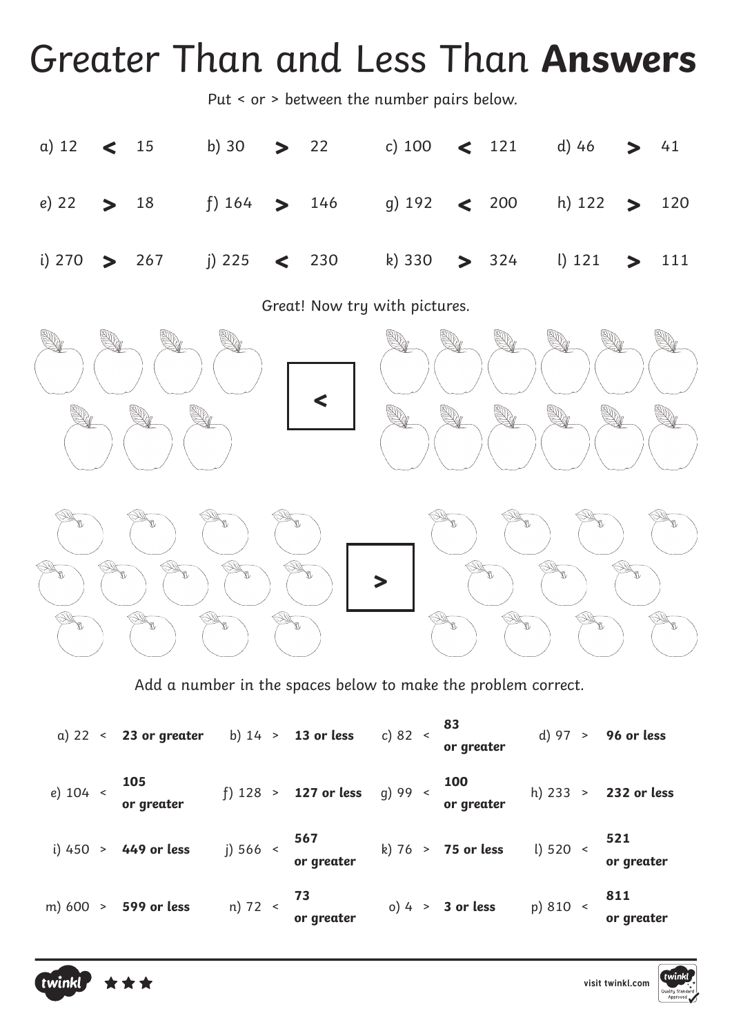# Greater Than and Less Than **Answers**

Put < or > between the number pairs below.

| | | | |
|---|---|---|---|
| a) 12 **<** 15 | b) 30 **>** 22 | c) 100 **<** 121 | d) 46 **>** 41 |
| e) 22 **>** 18 | f) 164 **>** 146 | g) 192 **<** 200 | h) 122 **>** 120 |
| i) 270 **>** 267 | j) 225 **<** 230 | k) 330 **>** 324 | l) 121 **>** 111 |

Great! Now try with pictures.

**<**

**>**

Add a number in the spaces below to make the problem correct.

| | | | |
|---|---|---|---|
| a) 22 < **23 or greater** | b) 14 > **13 or less** | c) 82 < **83 or greater** | d) 97 > **96 or less** |
| e) 104 < **105 or greater** | f) 128 > **127 or less** | g) 99 < **100 or greater** | h) 233 > **232 or less** |
| i) 450 > **449 or less** | j) 566 < **567 or greater** | k) 76 > **75 or less** | l) 520 < **521 or greater** |
| m) 600 > **599 or less** | n) 72 < **73 or greater** | o) 4 > **3 or less** | p) 810 < **811 or greater** |